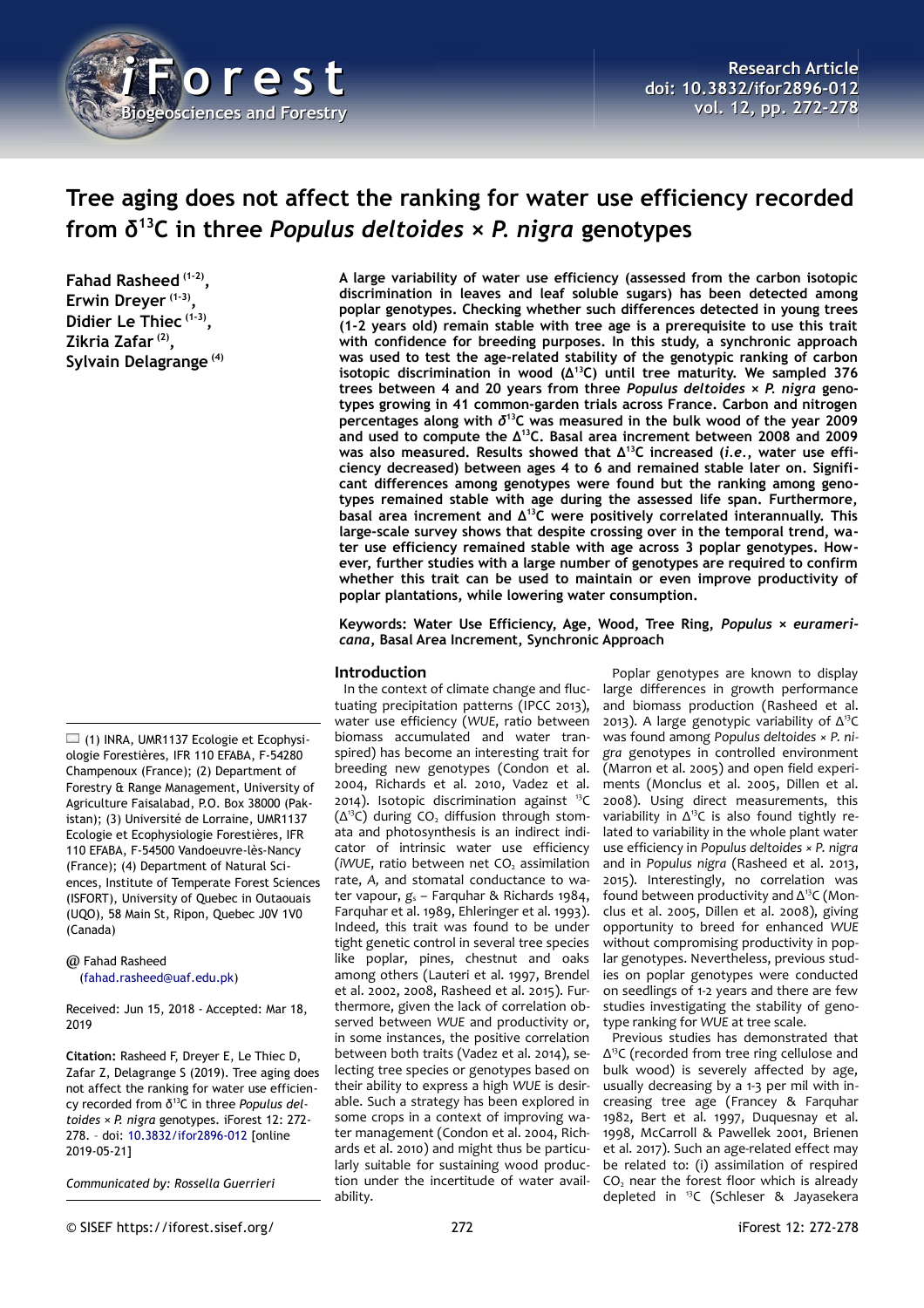# Tree aging does not affect the ranking for water use efficiency recorded from $\delta^{13}C$ in three *Populus deltoides × P. nigra* genotypes

**Fahad Rasheed [1-2], Erwin Dreyer [1-3], Didier Le Thiec [1-3], Zikria Zafar [2], Sylvain Delagrange [4]**

**A large variability of water use efficiency (assessed from the carbon isotopic discrimination in leaves and leaf soluble sugars) has been detected among poplar genotypes. Checking whether such differences detected in young trees (1-2 years old) remain stable with tree age is a prerequisite to use this trait with confidence for breeding purposes. In this study, a synchronic approach was used to test the age-related stability of the genotypic ranking of carbon isotopic discrimination in wood ($\Delta^{13}C$) until tree maturity. We sampled 376 trees between 4 and 20 years from three *Populus deltoides × P. nigra* genotypes growing in 41 common-garden trials across France. Carbon and nitrogen percentages along with $\delta^{13}C$ was measured in the bulk wood of the year 2009 and used to compute the $\Delta^{13}C$. Basal area increment between 2008 and 2009 was also measured. Results showed that $\Delta^{13}C$ increased (*i.e.*, water use efficiency decreased) between ages 4 to 6 and remained stable later on. Significant differences among genotypes were found but the ranking among genotypes remained stable with age during the assessed life span. Furthermore, basal area increment and $\Delta^{13}C$ were positively correlated interannually. This large-scale survey shows that despite crossing over in the temporal trend, water use efficiency remained stable with age across 3 poplar genotypes. However, further studies with a large number of genotypes are required to confirm whether this trait can be used to maintain or even improve productivity of poplar plantations, while lowering water consumption.**

**Keywords: Water Use Efficiency, Age, Wood, Tree Ring, *Populus × euramericana*, Basal Area Increment, Synchronic Approach**

(1) INRA, UMR1137 Ecologie et Ecophysiologie Forestières, IFR 110 EFABA, F-54280 Champenoux (France); (2) Department of Forestry & Range Management, University of Agriculture Faisalabad, P.O. Box 38000 (Pakistan); (3) Université de Lorraine, UMR1137 Ecologie et Ecophysiologie Forestières, IFR 110 EFABA, F-54500 Vandoeuvre-lès-Nancy (France); (4) Department of Natural Sciences, Institute of Temperate Forest Sciences (ISFORT), University of Quebec in Outaouais (UQO), 58 Main St, Ripon, Quebec J0V 1V0 (Canada)

@ Fahad Rasheed (fahad.rasheed@uaf.edu.pk)

Received: Jun 15, 2018 - Accepted: Mar 18, 2019

**Citation:** Rasheed F, Dreyer E, Le Thiec D, Zafar Z, Delagrange S (2019). Tree aging does not affect the ranking for water use efficiency recorded from δ13C in three *Populus deltoides × P. nigra* genotypes. iForest 12: 272-278. – doi: 10.3832/ifor2896-012 [online 2019-05-21]

*Communicated by: Rossella Guerrieri*

## Introduction

In the context of climate change and fluctuating precipitation patterns (IPCC 2013), water use efficiency (*WUE*, ratio between biomass accumulated and water transpired) has become an interesting trait for breeding new genotypes (Condon et al. 2004, Richards et al. 2010, Vadez et al. 2014). Isotopic discrimination against $^{13}C$ ($\Delta^{13}C$) during $CO_2$ diffusion through stomata and photosynthesis is an indirect indicator of intrinsic water use efficiency (*iWUE*, ratio between net $CO_2$ assimilation rate, *A*, and stomatal conductance to water vapour, $g_s$ – Farquhar & Richards 1984, Farquhar et al. 1989, Ehleringer et al. 1993). Indeed, this trait was found to be under tight genetic control in several tree species like poplar, pines, chestnut and oaks among others (Lauteri et al. 1997, Brendel et al. 2002, 2008, Rasheed et al. 2015). Furthermore, given the lack of correlation observed between *WUE* and productivity or, in some instances, the positive correlation between both traits (Vadez et al. 2014), selecting tree species or genotypes based on their ability to express a high *WUE* is desirable. Such a strategy has been explored in some crops in a context of improving water management (Condon et al. 2004, Richards et al. 2010) and might thus be particularly suitable for sustaining wood production under the incertitude of water availability.

Poplar genotypes are known to display large differences in growth performance and biomass production (Rasheed et al. 2013). A large genotypic variability of $\Delta^{13}C$ was found among *Populus deltoides × P. nigra* genotypes in controlled environment (Marron et al. 2005) and open field experiments (Monclus et al. 2005, Dillen et al. 2008). Using direct measurements, this variability in $\Delta^{13}C$ is also found tightly related to variability in the whole plant water use efficiency in *Populus deltoides × P. nigra* and in *Populus nigra* (Rasheed et al. 2013, 2015). Interestingly, no correlation was found between productivity and $\Delta^{13}C$ (Monclus et al. 2005, Dillen et al. 2008), giving opportunity to breed for enhanced *WUE* without compromising productivity in poplar genotypes. Nevertheless, previous studies on poplar genotypes were conducted on seedlings of 1-2 years and there are few studies investigating the stability of genotype ranking for *WUE* at tree scale.

Previous studies has demonstrated that $\Delta^{13}C$ (recorded from tree ring cellulose and bulk wood) is severely affected by age, usually decreasing by a 1-3 per mil with increasing tree age (Francey & Farquhar 1982, Bert et al. 1997, Duquesnay et al. 1998, McCarroll & Pawellek 2001, Brienen et al. 2017). Such an age-related effect may be related to: (i) assimilation of respired $CO_2$ near the forest floor which is already depleted in $^{13}C$ (Schleser & Jayasekera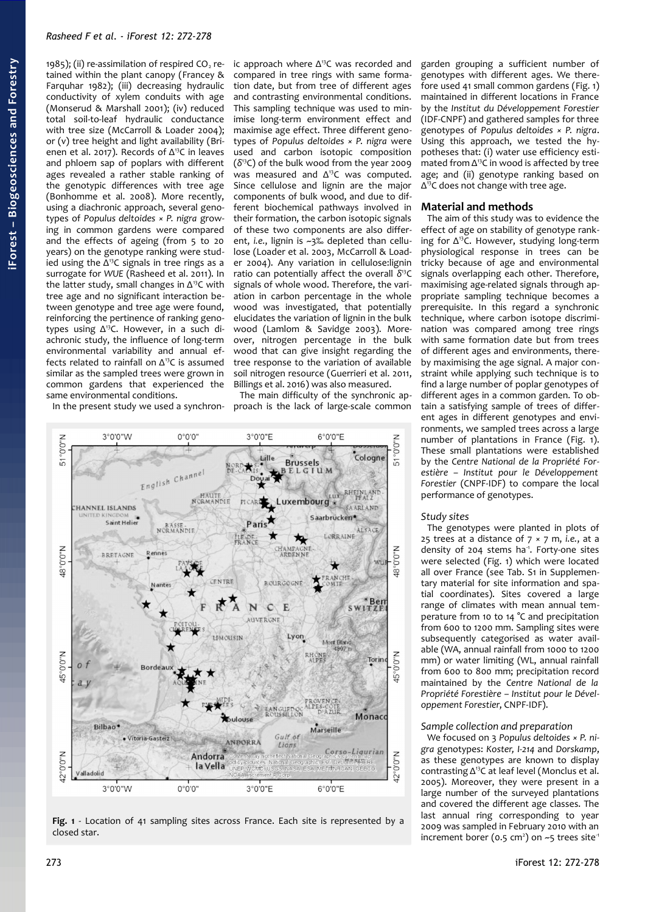1985); (ii) re-assimilation of respired $CO_2$ retained within the plant canopy (Francey & Farquhar 1982); (iii) decreasing hydraulic conductivity of xylem conduits with age (Monserud & Marshall 2001); (iv) reduced total soil-to-leaf hydraulic conductance with tree size (McCarroll & Loader 2004); or (v) tree height and light availability (Brienen et al. 2017). Records of $\Delta^{13}C$ in leaves and phloem sap of poplars with different ages revealed a rather stable ranking of the genotypic differences with tree age (Bonhomme et al. 2008). More recently, using a diachronic approach, several genotypes of *Populus deltoides × P. nigra* growing in common gardens were compared and the effects of ageing (from 5 to 20 years) on the genotype ranking were studied using the $\Delta^{13}C$ signals in tree rings as a surrogate for *WUE* (Rasheed et al. 2011). In the latter study, small changes in $\Delta^{13}C$ with tree age and no significant interaction between genotype and tree age were found, reinforcing the pertinence of ranking genotypes using $\Delta^{13}C$. However, in a such diachronic study, the influence of long-term environmental variability and annual effects related to rainfall on $\Delta^{13}C$ is assumed similar as the sampled trees were grown in common gardens that experienced the same environmental conditions.

In the present study we used a synchronic approach where $\Delta^{13}C$ was recorded and compared in tree rings with same formation date, but from tree of different ages and contrasting environmental conditions. This sampling technique was used to minimise long-term environment effect and maximise age effect. Three different genotypes of *Populus deltoides × P. nigra* were used and carbon isotopic composition ($\delta^{13}C$) of the bulk wood from the year 2009 was measured and $\Delta^{13}C$ was computed. Since cellulose and lignin are the major components of bulk wood, and due to different biochemical pathways involved in their formation, the carbon isotopic signals of these two components are also different, *i.e.*, lignin is ~3‰ depleted than cellulose (Loader et al. 2003, McCarroll & Loader 2004). Any variation in cellulose:lignin ratio can potentially affect the overall $\delta^{13}C$ signals of whole wood. Therefore, the variation in carbon percentage in the whole wood was investigated, that potentially elucidates the variation of lignin in the bulk wood (Lamlom & Savidge 2003). Moreover, nitrogen percentage in the bulk wood that can give insight regarding the tree response to the variation of available soil nitrogen resource (Guerrieri et al. 2011, Billings et al. 2016) was also measured.

The main difficulty of the synchronic approach is the lack of large-scale common garden grouping a sufficient number of genotypes with different ages. We therefore used 41 small common gardens (Fig. 1) maintained in different locations in France by the *Institut du Développement Forestier* (IDF-CNPF) and gathered samples for three genotypes of *Populus deltoides × P. nigra*. Using this approach, we tested the hypotheses that: (i) water use efficiency estimated from $\Delta^{13}C$ in wood is affected by tree age; and (ii) genotype ranking based on $\Delta^{13}C$ does not change with tree age.

**Fig. 1** - Location of 41 sampling sites across France. Each site is represented by a closed star.

## Material and methods

The aim of this study was to evidence the effect of age on stability of genotype ranking for $\Delta^{13}C$. However, studying long-term physiological response in trees can be tricky because of age and environmental signals overlapping each other. Therefore, maximising age-related signals through appropriate sampling technique becomes a prerequisite. In this regard a synchronic technique, where carbon isotope discrimination was compared among tree rings with same formation date but from trees of different ages and environments, thereby maximising the age signal. A major constraint while applying such technique is to find a large number of poplar genotypes of different ages in a common garden. To obtain a satisfying sample of trees of different ages in different genotypes and environments, we sampled trees across a large number of plantations in France (Fig. 1). These small plantations were established by the *Centre National de la Propriété Forestière – Institut pour le Développement Forestier* (CNPF-IDF) to compare the local performance of genotypes.

### Study sites

The genotypes were planted in plots of 25 trees at a distance of 7 × 7 m, *i.e.*, at a density of 204 stems $ha^{-1}$. Forty-one sites were selected (Fig. 1) which were located all over France (see Tab. S1 in Supplementary material for site information and spatial coordinates). Sites covered a large range of climates with mean annual temperature from 10 to 14 °C and precipitation from 600 to 1200 mm. Sampling sites were subsequently categorised as water available (WA, annual rainfall from 1000 to 1200 mm) or water limiting (WL, annual rainfall from 600 to 800 mm; precipitation record maintained by the *Centre National de la Propriété Forestière – Institut pour le Développement Forestier*, CNPF-IDF).

### Sample collection and preparation

We focused on 3 *Populus deltoides × P. nigra* genotypes: *Koster, I-214* and *Dorskamp*, as these genotypes are known to display contrasting $\Delta^{13}C$ at leaf level (Monclus et al. 2005). Moreover, they were present in a large number of the surveyed plantations and covered the different age classes. The last annual ring corresponding to year 2009 was sampled in February 2010 with an increment borer (0.5 $cm^2$) on ~5 trees $site^{-1}$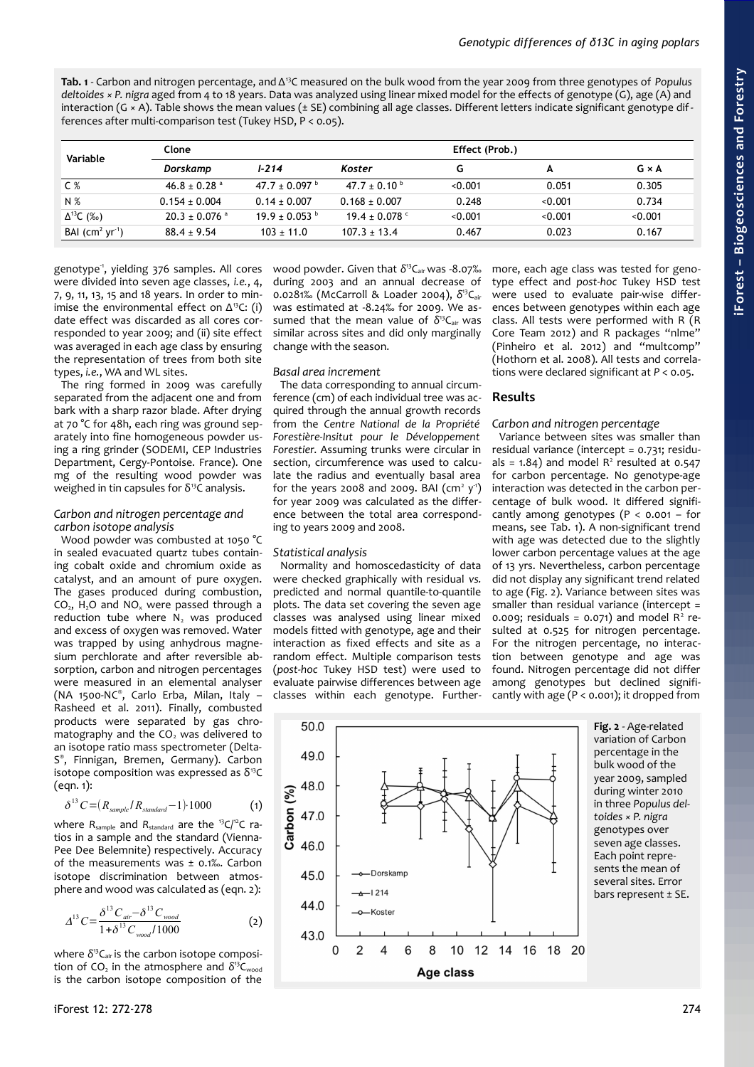**Tab. 1** - Carbon and nitrogen percentage, and $\Delta^{13}C$ measured on the bulk wood from the year 2009 from three genotypes of *Populus deltoides* × *P. nigra* aged from 4 to 18 years. Data was analyzed using linear mixed model for the effects of genotype (G), age (A) and interaction (G × A). Table shows the mean values (± SE) combining all age classes. Different letters indicate significant genotype differences after multi-comparison test (Tukey HSD, P < 0.05).

| Variable | Clone | | | Effect (Prob.) | | |
|---|---|---|---|---|---|---|
| | *Dorskamp* | *I-214* | *Koster* | G | A | G × A |
| C % | 46.8 ± 0.28 [a] | 47.7 ± 0.097 [b] | 47.7 ± 0.10 [b] | <0.001 | 0.051 | 0.305 |
| N % | 0.154 ± 0.004 | 0.14 ± 0.007 | 0.168 ± 0.007 | 0.248 | <0.001 | 0.734 |
| $\Delta^{13}C$ (‰) | 20.3 ± 0.076 [a] | 19.9 ± 0.053 [b] | 19.4 ± 0.078 [c] | <0.001 | <0.001 | <0.001 |
| BAI ($cm^2\ yr^{-1}$) | 88.4 ± 9.54 | 103 ± 11.0 | 107.3 ± 13.4 | 0.467 | 0.023 | 0.167 |

genotype$^{-1}$, yielding 376 samples. All cores were divided into seven age classes, *i.e.*, 4, 7, 9, 11, 13, 15 and 18 years. In order to minimise the environmental effect on $\Delta^{13}C$: (i) date effect was discarded as all cores corresponded to year 2009; and (ii) site effect was averaged in each age class by ensuring the representation of trees from both site types, *i.e.*, WA and WL sites.

The ring formed in 2009 was carefully separated from the adjacent one and from bark with a sharp razor blade. After drying at 70 °C for 48h, each ring was ground separately into fine homogeneous powder using a ring grinder (SODEMI, CEP Industries Department, Cergy-Pontoise. France). One mg of the resulting wood powder was weighed in tin capsules for $\delta^{13}C$ analysis.

### *Carbon and nitrogen percentage and carbon isotope analysis*

Wood powder was combusted at 1050 °C in sealed evacuated quartz tubes containing cobalt oxide and chromium oxide as catalyst, and an amount of pure oxygen. The gases produced during combustion, $CO_2$, $H_2O$ and $NO_x$ were passed through a reduction tube where $N_2$ was produced and excess of oxygen was removed. Water was trapped by using anhydrous magnesium perchlorate and after reversible absorption, carbon and nitrogen percentages were measured in an elemental analyser (NA 1500-NC®, Carlo Erba, Milan, Italy – Rasheed et al. 2011). Finally, combusted products were separated by gas chromatography and the $CO_2$ was delivered to an isotope ratio mass spectrometer (Delta-S®, Finnigan, Bremen, Germany). Carbon isotope composition was expressed as $\delta^{13}C$ (eqn. 1):

$$\delta^{13}C = (R_{sample}/R_{standard} - 1)\cdot 1000 \qquad (1)$$

where $R_{sample}$ and $R_{standard}$ are the $^{13}C/^{12}C$ ratios in a sample and the standard (Vienna-Pee Dee Belemnite) respectively. Accuracy of the measurements was ± 0.1‰. Carbon isotope discrimination between atmosphere and wood was calculated as (eqn. 2):

$$\Delta^{13}C = \frac{\delta^{13}C_{air} - \delta^{13}C_{wood}}{1 + \delta^{13}C_{wood}/1000} \qquad (2)$$

where $\delta^{13}C_{air}$ is the carbon isotope composition of $CO_2$ in the atmosphere and $\delta^{13}C_{wood}$ is the carbon isotope composition of the wood powder. Given that $\delta^{13}C_{air}$ was -8.07‰ during 2003 and an annual decrease of 0.0281‰ (McCarroll & Loader 2004), $\delta^{13}C_{air}$ was estimated at -8.24‰ for 2009. We assumed that the mean value of $\delta^{13}C_{air}$ was similar across sites and did only marginally change with the season.

### *Basal area increment*

The data corresponding to annual circumference (cm) of each individual tree was acquired through the annual growth records from the *Centre National de la Propriété Forestière-Insitut pour le Développement Forestier*. Assuming trunks were circular in section, circumference was used to calculate the radius and eventually basal area for the years 2008 and 2009. BAI ($cm^2\ y^{-1}$) for year 2009 was calculated as the difference between the total area corresponding to years 2009 and 2008.

### *Statistical analysis*

Normality and homoscedasticity of data were checked graphically with residual *vs.* predicted and normal quantile-to-quantile plots. The data set covering the seven age classes was analysed using linear mixed models fitted with genotype, age and their interaction as fixed effects and site as a random effect. Multiple comparison tests (*post-hoc* Tukey HSD test) were used to evaluate pairwise differences between age classes within each genotype. Furthermore, each age class was tested for genotype effect and *post-hoc* Tukey HSD test were used to evaluate pair-wise differences between genotypes within each age class. All tests were performed with R (R Core Team 2012) and R packages "nlme" (Pinheiro et al. 2012) and "multcomp" (Hothorn et al. 2008). All tests and correlations were declared significant at $P < 0.05$.

## Results

### *Carbon and nitrogen percentage*

Variance between sites was smaller than residual variance (intercept = 0.731; residuals = 1.84) and model $R^2$ resulted at 0.547 for carbon percentage. No genotype-age interaction was detected in the carbon percentage of bulk wood. It differed significantly among genotypes ($P < 0.001$ – for means, see Tab. 1). A non-significant trend with age was detected due to the slightly lower carbon percentage values at the age of 13 yrs. Nevertheless, carbon percentage did not display any significant trend related to age (Fig. 2). Variance between sites was smaller than residual variance (intercept = 0.009; residuals = 0.071) and model $R^2$ resulted at 0.525 for nitrogen percentage. For the nitrogen percentage, no interaction between genotype and age was found. Nitrogen percentage did not differ among genotypes but declined significantly with age ($P < 0.001$); it dropped from

**Fig. 2** - Age-related variation of Carbon percentage in the bulk wood of the year 2009, sampled during winter 2010 in three *Populus deltoides* × *P. nigra* genotypes over seven age classes. Each point represents the mean of several sites. Error bars represent ± SE.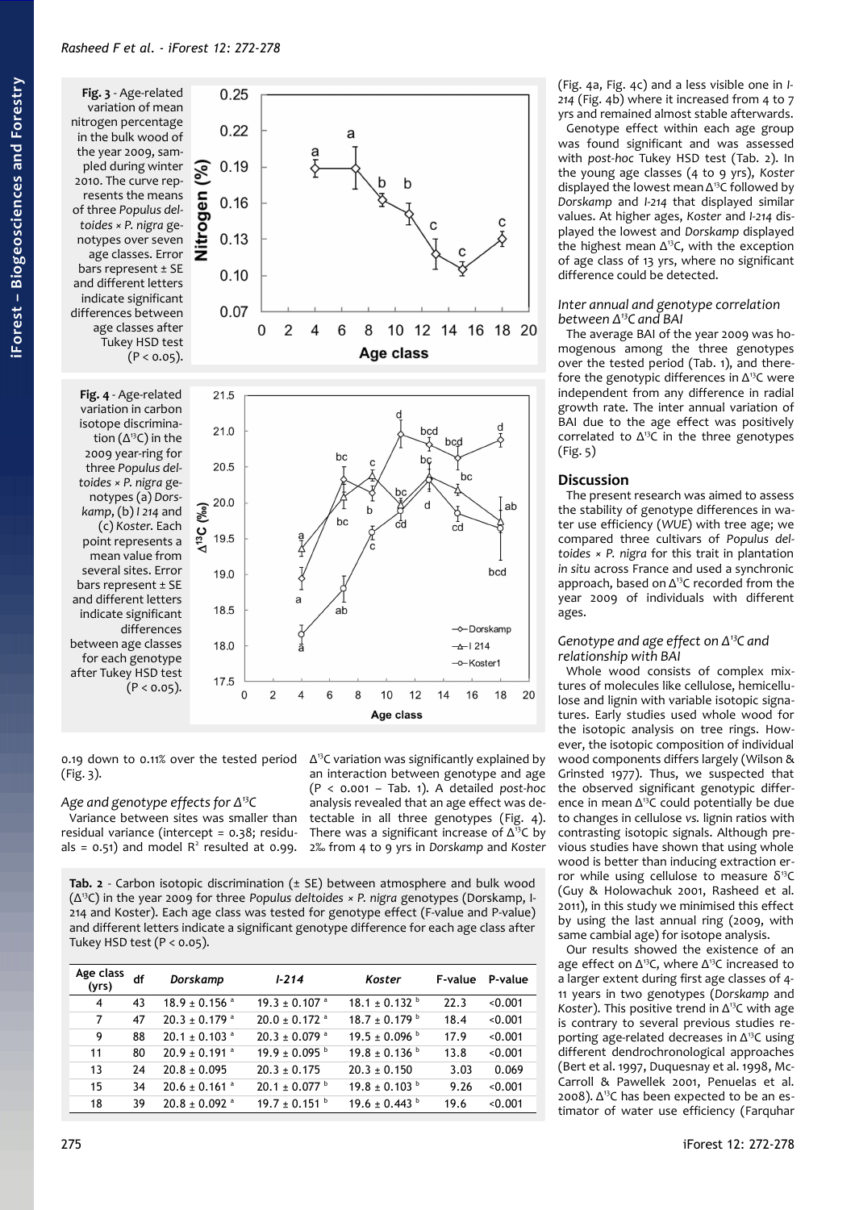**Fig. 3** - Age-related variation of mean nitrogen percentage in the bulk wood of the year 2009, sampled during winter 2010. The curve represents the means of three *Populus deltoides × P. nigra* genotypes over seven age classes. Error bars represent ± SE and different letters indicate significant differences between age classes after Tukey HSD test (P < 0.05).

**Fig. 4** - Age-related variation in carbon isotope discrimination ($\Delta^{13}C$) in the 2009 year-ring for three *Populus deltoides × P. nigra* genotypes (a) *Dorskamp*, (b) *I 214* and (c) *Koster*. Each point represents a mean value from several sites. Error bars represent ± SE and different letters indicate significant differences between age classes for each genotype after Tukey HSD test (P < 0.05).

0.19 down to 0.11% over the tested period (Fig. 3).

### Age and genotype effects for $\Delta^{13}C$

Variance between sites was smaller than residual variance (intercept = 0.38; residuals = 0.51) and model $R^2$ resulted at 0.99. $\Delta^{13}C$ variation was significantly explained by an interaction between genotype and age (P < 0.001 – Tab. 1). A detailed *post-hoc* analysis revealed that an age effect was detectable in all three genotypes (Fig. 4). There was a significant increase of $\Delta^{13}C$ by 2‰ from 4 to 9 yrs in *Dorskamp* and *Koster* (Fig. 4a, Fig. 4c) and a less visible one in *I-214* (Fig. 4b) where it increased from 4 to 7 yrs and remained almost stable afterwards.

Genotype effect within each age group was found significant and was assessed with *post-hoc* Tukey HSD test (Tab. 2). In the young age classes (4 to 9 yrs), *Koster* displayed the lowest mean $\Delta^{13}C$ followed by *Dorskamp* and *I-214* that displayed similar values. At higher ages, *Koster* and *I-214* displayed the lowest and *Dorskamp* displayed the highest mean $\Delta^{13}C$, with the exception of age class of 13 yrs, where no significant difference could be detected.

**Tab. 2** - Carbon isotopic discrimination (± SE) between atmosphere and bulk wood ($\Delta^{13}C$) in the year 2009 for three *Populus deltoides × P. nigra* genotypes (Dorskamp, I-214 and Koster). Each age class was tested for genotype effect (F-value and P-value) and different letters indicate a significant genotype difference for each age class after Tukey HSD test (P < 0.05).

| Age class (yrs) | df | *Dorskamp* | *I-214* | *Koster* | F-value | P-value |
|---|---|---|---|---|---|---|
| 4 | 43 | 18.9 ± 0.156 $^a$ | 19.3 ± 0.107 $^a$ | 18.1 ± 0.132 $^b$ | 22.3 | <0.001 |
| 7 | 47 | 20.3 ± 0.179 $^a$ | 20.0 ± 0.172 $^a$ | 18.7 ± 0.179 $^b$ | 18.4 | <0.001 |
| 9 | 88 | 20.1 ± 0.103 $^a$ | 20.3 ± 0.079 $^a$ | 19.5 ± 0.096 $^b$ | 17.9 | <0.001 |
| 11 | 80 | 20.9 ± 0.191 $^a$ | 19.9 ± 0.095 $^b$ | 19.8 ± 0.136 $^b$ | 13.8 | <0.001 |
| 13 | 24 | 20.8 ± 0.095 | 20.3 ± 0.175 | 20.3 ± 0.150 | 3.03 | 0.069 |
| 15 | 34 | 20.6 ± 0.161 $^a$ | 20.1 ± 0.077 $^b$ | 19.8 ± 0.103 $^b$ | 9.26 | <0.001 |
| 18 | 39 | 20.8 ± 0.092 $^a$ | 19.7 ± 0.151 $^b$ | 19.6 ± 0.443 $^b$ | 19.6 | <0.001 |

### Inter annual and genotype correlation between $\Delta^{13}C$ and BAI

The average BAI of the year 2009 was homogenous among the three genotypes over the tested period (Tab. 1), and therefore the genotypic differences in $\Delta^{13}C$ were independent from any difference in radial growth rate. The inter annual variation of BAI due to the age effect was positively correlated to $\Delta^{13}C$ in the three genotypes (Fig. 5)

## Discussion

The present research was aimed to assess the stability of genotype differences in water use efficiency (*WUE*) with tree age; we compared three cultivars of *Populus deltoides × P. nigra* for this trait in plantation *in situ* across France and used a synchronic approach, based on $\Delta^{13}C$ recorded from the year 2009 of individuals with different ages.

### Genotype and age effect on $\Delta^{13}C$ and relationship with BAI

Whole wood consists of complex mixtures of molecules like cellulose, hemicellulose and lignin with variable isotopic signatures. Early studies used whole wood for the isotopic analysis on tree rings. However, the isotopic composition of individual wood components differs largely (Wilson & Grinsted 1977). Thus, we suspected that the observed significant genotypic difference in mean $\Delta^{13}C$ could potentially be due to changes in cellulose *vs.* lignin ratios with contrasting isotopic signals. Although previous studies have shown that using whole wood is better than inducing extraction error while using cellulose to measure $\delta^{13}C$ (Guy & Holowachuk 2001, Rasheed et al. 2011), in this study we minimised this effect by using the last annual ring (2009, with same cambial age) for isotope analysis.

Our results showed the existence of an age effect on $\Delta^{13}C$, where $\Delta^{13}C$ increased to a larger extent during first age classes of 4-11 years in two genotypes (*Dorskamp* and *Koster*). This positive trend in $\Delta^{13}C$ with age is contrary to several previous studies reporting age-related decreases in $\Delta^{13}C$ using different dendrochronological approaches (Bert et al. 1997, Duquesnay et al. 1998, McCarroll & Pawellek 2001, Penuelas et al. 2008). $\Delta^{13}C$ has been expected to be an estimator of water use efficiency (Farquhar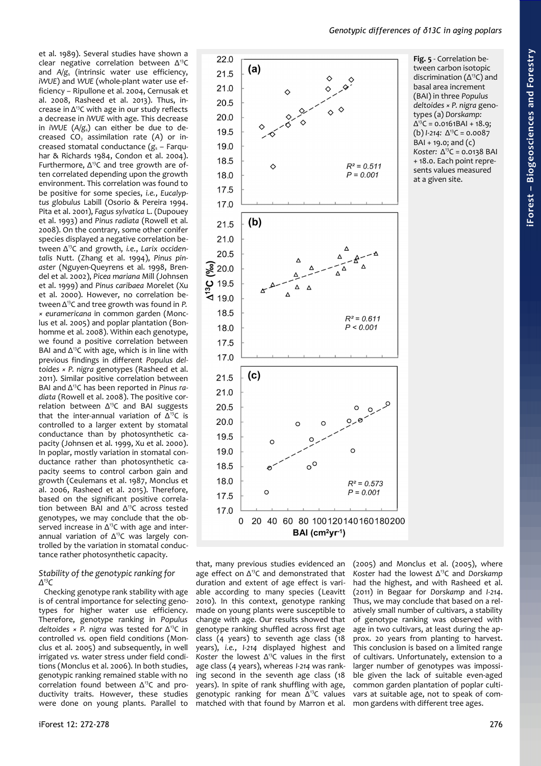et al. 1989). Several studies have shown a clear negative correlation between $\Delta^{13}C$ and $A/g_s$ (intrinsic water use efficiency, *iWUE*) and *WUE* (whole-plant water use efficiency – Ripullone et al. 2004, Cernusak et al. 2008, Rasheed et al. 2013). Thus, increase in $\Delta^{13}C$ with age in our study reflects a decrease in *iWUE* with age. This decrease in *iWUE* ($A/g_s$) can either be due to decreased $CO_2$ assimilation rate ($A$) or increased stomatal conductance ($g_s$ – Farquhar & Richards 1984, Condon et al. 2004). Furthermore, $\Delta^{13}C$ and tree growth are often correlated depending upon the growth environment. This correlation was found to be positive for some species, *i.e.*, *Eucalyptus globulus* Labill (Osorio & Pereira 1994. Pita et al. 2001), *Fagus sylvatica* L. (Dupouey et al. 1993) and *Pinus radiata* (Rowell et al. 2008). On the contrary, some other conifer species displayed a negative correlation between $\Delta^{13}C$ and growth, *i.e.*, *Larix occidentalis* Nutt. (Zhang et al. 1994), *Pinus pinaster* (Nguyen-Queyrens et al. 1998, Brendel et al. 2002), *Picea mariana* Mill (Johnsen et al. 1999) and *Pinus caribaea* Morelet (Xu et al. 2000). However, no correlation between $\Delta^{13}C$ and tree growth was found in *P. × euramericana* in common garden (Monclus et al. 2005) and poplar plantation (Bonhomme et al. 2008). Within each genotype, we found a positive correlation between BAI and $\Delta^{13}C$ with age, which is in line with previous findings in different *Populus deltoides × P. nigra* genotypes (Rasheed et al. 2011). Similar positive correlation between BAI and $\Delta^{13}C$ has been reported in *Pinus radiata* (Rowell et al. 2008). The positive correlation between $\Delta^{13}C$ and BAI suggests that the inter-annual variation of $\Delta^{13}C$ is controlled to a larger extent by stomatal conductance than by photosynthetic capacity (Johnsen et al. 1999, Xu et al. 2000). In poplar, mostly variation in stomatal conductance rather than photosynthetic capacity seems to control carbon gain and growth (Ceulemans et al. 1987, Monclus et al. 2006, Rasheed et al. 2015). Therefore, based on the significant positive correlation between BAI and $\Delta^{13}C$ across tested genotypes, we may conclude that the observed increase in $\Delta^{13}C$ with age and inter-annual variation of $\Delta^{13}C$ was largely controlled by the variation in stomatal conductance rather photosynthetic capacity.

**Fig. 5** - Correlation between carbon isotopic discrimination ($\Delta^{13}C$) and basal area increment (BAI) in three *Populus deltoides × P. nigra* genotypes (a) *Dorskamp:* $\Delta^{13}C = 0.0161BAI + 18.9$; (b) *I-214:* $\Delta^{13}C = 0.0087\ BAI + 19.0$; and (c) *Koster:* $\Delta^{13}C = 0.0138\ BAI + 18.0$. Each point represents values measured at a given site.

### *Stability of the genotypic ranking for $\Delta^{13}C$*

Checking genotype rank stability with age is of central importance for selecting genotypes for higher water use efficiency. Therefore, genotype ranking in *Populus deltoides × P. nigra* was tested for $\Delta^{13}C$ in controlled *vs.* open field conditions (Monclus et al. 2005) and subsequently, in well irrigated *vs.* water stress under field conditions (Monclus et al. 2006). In both studies, genotypic ranking remained stable with no correlation found between $\Delta^{13}C$ and productivity traits. However, these studies were done on young plants. Parallel to that, many previous studies evidenced an age effect on $\Delta^{13}C$ and demonstrated that duration and extent of age effect is variable according to many species (Leavitt 2010). In this context, genotype ranking made on young plants were susceptible to change with age. Our results showed that genotype ranking shuffled across first age class (4 years) to seventh age class (18 years), *i.e.*, *I-214* displayed highest and *Koster* the lowest $\Delta^{13}C$ values in the first age class (4 years), whereas *I-214* was ranking second in the seventh age class (18 years). In spite of rank shuffling with age, genotypic ranking for mean $\Delta^{13}C$ values matched with that found by Marron et al. (2005) and Monclus et al. (2005), where *Koster* had the lowest $\Delta^{13}C$ and *Dorskamp* had the highest, and with Rasheed et al. (2011) in Begaar for *Dorskamp* and *I-214*. Thus, we may conclude that based on a relatively small number of cultivars, a stability of genotype ranking was observed with age in two cultivars, at least during the approx. 20 years from planting to harvest. This conclusion is based on a limited range of cultivars. Unfortunately, extension to a larger number of genotypes was impossible given the lack of suitable even-aged common garden plantation of poplar cultivars at suitable age, not to speak of common gardens with different tree ages.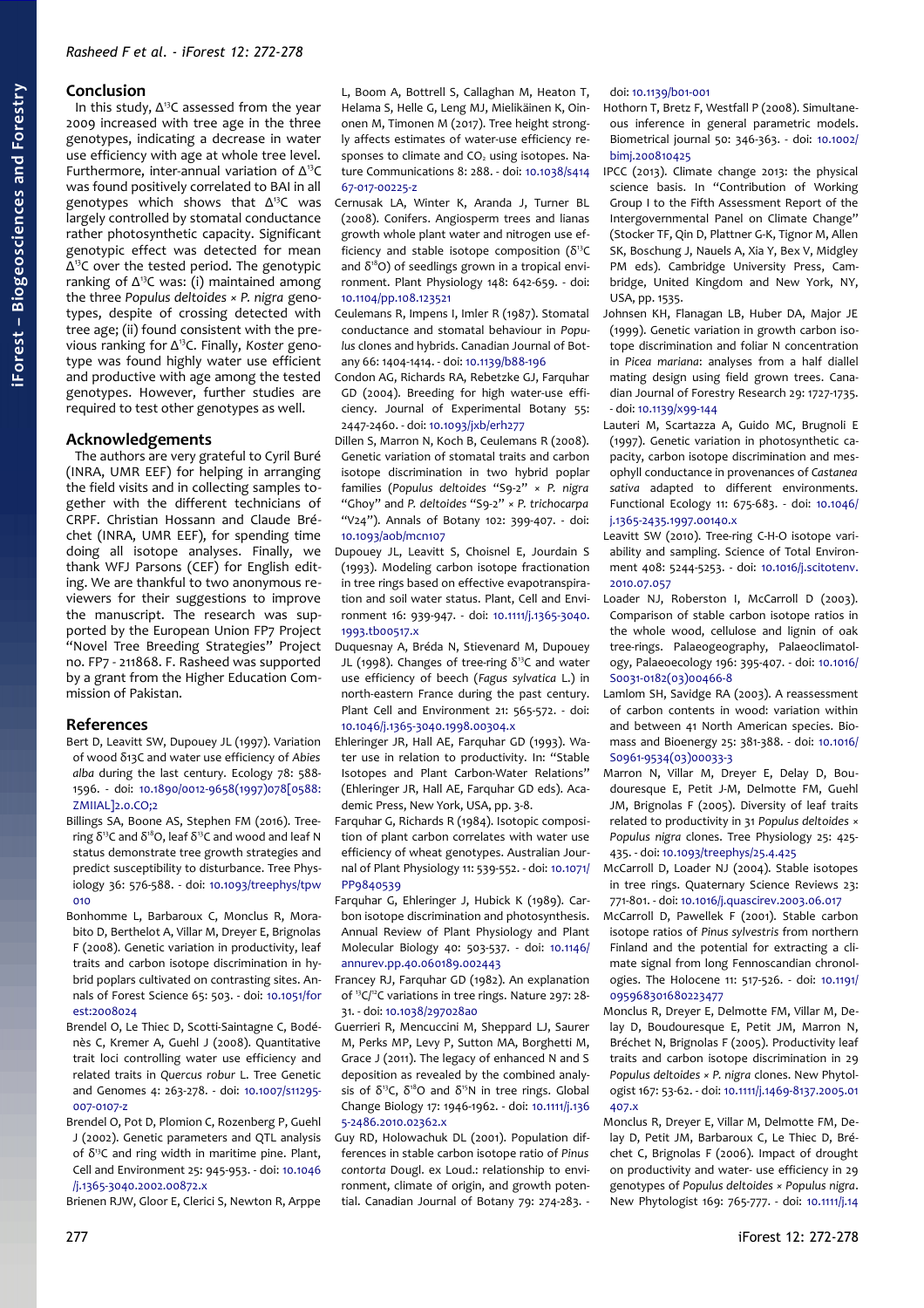## Conclusion

In this study, $\Delta^{13}C$ assessed from the year 2009 increased with tree age in the three genotypes, indicating a decrease in water use efficiency with age at whole tree level. Furthermore, inter-annual variation of $\Delta^{13}C$ was found positively correlated to BAI in all genotypes which shows that $\Delta^{13}C$ was largely controlled by stomatal conductance rather photosynthetic capacity. Significant genotypic effect was detected for mean $\Delta^{13}C$ over the tested period. The genotypic ranking of $\Delta^{13}C$ was: (i) maintained among the three *Populus deltoides* × *P. nigra* genotypes, despite of crossing detected with tree age; (ii) found consistent with the previous ranking for $\Delta^{13}C$. Finally, *Koster* genotype was found highly water use efficient and productive with age among the tested genotypes. However, further studies are required to test other genotypes as well.

## Acknowledgements

The authors are very grateful to Cyril Buré (INRA, UMR EEF) for helping in arranging the field visits and in collecting samples together with the different technicians of CRPF. Christian Hossann and Claude Bréchet (INRA, UMR EEF), for spending time doing all isotope analyses. Finally, we thank WFJ Parsons (CEF) for English editing. We are thankful to two anonymous reviewers for their suggestions to improve the manuscript. The research was supported by the European Union FP7 Project "Novel Tree Breeding Strategies" Project no. FP7 - 211868. F. Rasheed was supported by a grant from the Higher Education Commission of Pakistan.

## References

Bert D, Leavitt SW, Dupouey JL (1997). Variation of wood δ13C and water use efficiency of *Abies alba* during the last century. Ecology 78: 588-1596. - doi: 10.1890/0012-9658(1997)078[0588:ZMIIAL]2.0.CO;2

Billings SA, Boone AS, Stephen FM (2016). Tree-ring $\delta^{13}C$ and $\delta^{18}O$, leaf $\delta^{13}C$ and wood and leaf N status demonstrate tree growth strategies and predict susceptibility to disturbance. Tree Physiology 36: 576-588. - doi: 10.1093/treephys/tpw010

Bonhomme L, Barbaroux C, Monclus R, Morabito D, Berthelot A, Villar M, Dreyer E, Brignolas F (2008). Genetic variation in productivity, leaf traits and carbon isotope discrimination in hybrid poplars cultivated on contrasting sites. Annals of Forest Science 65: 503. - doi: 10.1051/forest:2008024

Brendel O, Le Thiec D, Scotti-Saintagne C, Bodénès C, Kremer A, Guehl J (2008). Quantitative trait loci controlling water use efficiency and related traits in *Quercus robur* L. Tree Genetic and Genomes 4: 263-278. - doi: 10.1007/s11295-007-0107-z

Brendel O, Pot D, Plomion C, Rozenberg P, Guehl J (2002). Genetic parameters and QTL analysis of $\delta^{13}C$ and ring width in maritime pine. Plant, Cell and Environment 25: 945-953. - doi: 10.1046/j.1365-3040.2002.00872.x

Brienen RJW, Gloor E, Clerici S, Newton R, Arppe L, Boom A, Bottrell S, Callaghan M, Heaton T, Helama S, Helle G, Leng MJ, Mielikäinen K, Oinonen M, Timonen M (2017). Tree height strongly affects estimates of water-use efficiency responses to climate and $CO_2$ using isotopes. Nature Communications 8: 288. - doi: 10.1038/s41467-017-00225-z

Cernusak LA, Winter K, Aranda J, Turner BL (2008). Conifers. Angiosperm trees and lianas growth whole plant water and nitrogen use efficiency and stable isotope composition ($\delta^{13}C$ and $\delta^{18}O$) of seedlings grown in a tropical environment. Plant Physiology 148: 642-659. - doi: 10.1104/pp.108.123521

Ceulemans R, Impens I, Imler R (1987). Stomatal conductance and stomatal behaviour in *Populus* clones and hybrids. Canadian Journal of Botany 66: 1404-1414. - doi: 10.1139/b88-196

Condon AG, Richards RA, Rebetzke GJ, Farquhar GD (2004). Breeding for high water-use efficiency. Journal of Experimental Botany 55: 2447-2460. - doi: 10.1093/jxb/erh277

Dillen S, Marron N, Koch B, Ceulemans R (2008). Genetic variation of stomatal traits and carbon isotope discrimination in two hybrid poplar families (*Populus deltoides* "S9-2" × *P. nigra* "Ghoy" and *P. deltoides* "S9-2" × *P. trichocarpa* "V24"). Annals of Botany 102: 399-407. - doi: 10.1093/aob/mcn107

Dupouey JL, Leavitt S, Choisnel E, Jourdain S (1993). Modeling carbon isotope fractionation in tree rings based on effective evapotranspiration and soil water status. Plant, Cell and Environment 16: 939-947. - doi: 10.1111/j.1365-3040.1993.tb00517.x

Duquesnay A, Bréda N, Stievenard M, Dupouey JL (1998). Changes of tree-ring $\delta^{13}C$ and water use efficiency of beech (*Fagus sylvatica* L.) in north-eastern France during the past century. Plant Cell and Environment 21: 565-572. - doi: 10.1046/j.1365-3040.1998.00304.x

Ehleringer JR, Hall AE, Farquhar GD (1993). Water use in relation to productivity. In: "Stable Isotopes and Plant Carbon-Water Relations" (Ehleringer JR, Hall AE, Farquhar GD eds). Academic Press, New York, USA, pp. 3-8.

Farquhar G, Richards R (1984). Isotopic composition of plant carbon correlates with water use efficiency of wheat genotypes. Australian Journal of Plant Physiology 11: 539-552. - doi: 10.1071/PP9840539

Farquhar G, Ehleringer J, Hubick K (1989). Carbon isotope discrimination and photosynthesis. Annual Review of Plant Physiology and Plant Molecular Biology 40: 503-537. - doi: 10.1146/annurev.pp.40.060189.002443

Francey RJ, Farquhar GD (1982). An explanation of $^{13}C/^{12}C$ variations in tree rings. Nature 297: 28-31. - doi: 10.1038/297028a0

Guerrieri R, Mencuccini M, Sheppard LJ, Saurer M, Perks MP, Levy P, Sutton MA, Borghetti M, Grace J (2011). The legacy of enhanced N and S deposition as revealed by the combined analysis of $\delta^{13}C$, $\delta^{18}O$ and $\delta^{15}N$ in tree rings. Global Change Biology 17: 1946-1962. - doi: 10.1111/j.1365-2486.2010.02362.x

Guy RD, Holowachuk DL (2001). Population differences in stable carbon isotope ratio of *Pinus contorta* Dougl. ex Loud.: relationship to environment, climate of origin, and growth potential. Canadian Journal of Botany 79: 274-283. - doi: 10.1139/b01-001

Hothorn T, Bretz F, Westfall P (2008). Simultaneous inference in general parametric models. Biometrical journal 50: 346-363. - doi: 10.1002/bimj.200810425

IPCC (2013). Climate change 2013: the physical science basis. In "Contribution of Working Group I to the Fifth Assessment Report of the Intergovernmental Panel on Climate Change" (Stocker TF, Qin D, Plattner G-K, Tignor M, Allen SK, Boschung J, Nauels A, Xia Y, Bex V, Midgley PM eds). Cambridge University Press, Cambridge, United Kingdom and New York, NY, USA, pp. 1535.

Johnsen KH, Flanagan LB, Huber DA, Major JE (1999). Genetic variation in growth carbon isotope discrimination and foliar N concentration in *Picea mariana*: analyses from a half diallel mating design using field grown trees. Canadian Journal of Forestry Research 29: 1727-1735. - doi: 10.1139/x99-144

Lauteri M, Scartazza A, Guido MC, Brugnoli E (1997). Genetic variation in photosynthetic capacity, carbon isotope discrimination and mesophyll conductance in provenances of *Castanea sativa* adapted to different environments. Functional Ecology 11: 675-683. - doi: 10.1046/j.1365-2435.1997.00140.x

Leavitt SW (2010). Tree-ring C-H-O isotope variability and sampling. Science of Total Environment 408: 5244-5253. - doi: 10.1016/j.scitotenv.2010.07.057

Loader NJ, Roberston I, McCarroll D (2003). Comparison of stable carbon isotope ratios in the whole wood, cellulose and lignin of oak tree-rings. Palaeogeography, Palaeoclimatology, Palaeoecology 196: 395-407. - doi: 10.1016/S0031-0182(03)00466-8

Lamlom SH, Savidge RA (2003). A reassessment of carbon contents in wood: variation within and between 41 North American species. Biomass and Bioenergy 25: 381-388. - doi: 10.1016/S0961-9534(03)00033-3

Marron N, Villar M, Dreyer E, Delay D, Boudouresque E, Petit J-M, Delmotte FM, Guehl JM, Brignolas F (2005). Diversity of leaf traits related to productivity in 31 *Populus deltoides* × *Populus nigra* clones. Tree Physiology 25: 425-435. - doi: 10.1093/treephys/25.4.425

McCarroll D, Loader NJ (2004). Stable isotopes in tree rings. Quaternary Science Reviews 23: 771-801. - doi: 10.1016/j.quascirev.2003.06.017

McCarroll D, Pawellek F (2001). Stable carbon isotope ratios of *Pinus sylvestris* from northern Finland and the potential for extracting a climate signal from long Fennoscandian chronologies. The Holocene 11: 517-526. - doi: 10.1191/095968301680223477

Monclus R, Dreyer E, Delmotte FM, Villar M, Delay D, Boudouresque E, Petit JM, Marron N, Bréchet N, Brignolas F (2005). Productivity leaf traits and carbon isotope discrimination in 29 *Populus deltoides* × *P. nigra* clones. New Phytologist 167: 53-62. - doi: 10.1111/j.1469-8137.2005.01407.x

Monclus R, Dreyer E, Villar M, Delmotte FM, Delay D, Petit JM, Barbaroux C, Le Thiec D, Bréchet C, Brignolas F (2006). Impact of drought on productivity and water- use efficiency in 29 genotypes of *Populus deltoides* × *Populus nigra*. New Phytologist 169: 765-777. - doi: 10.1111/j.14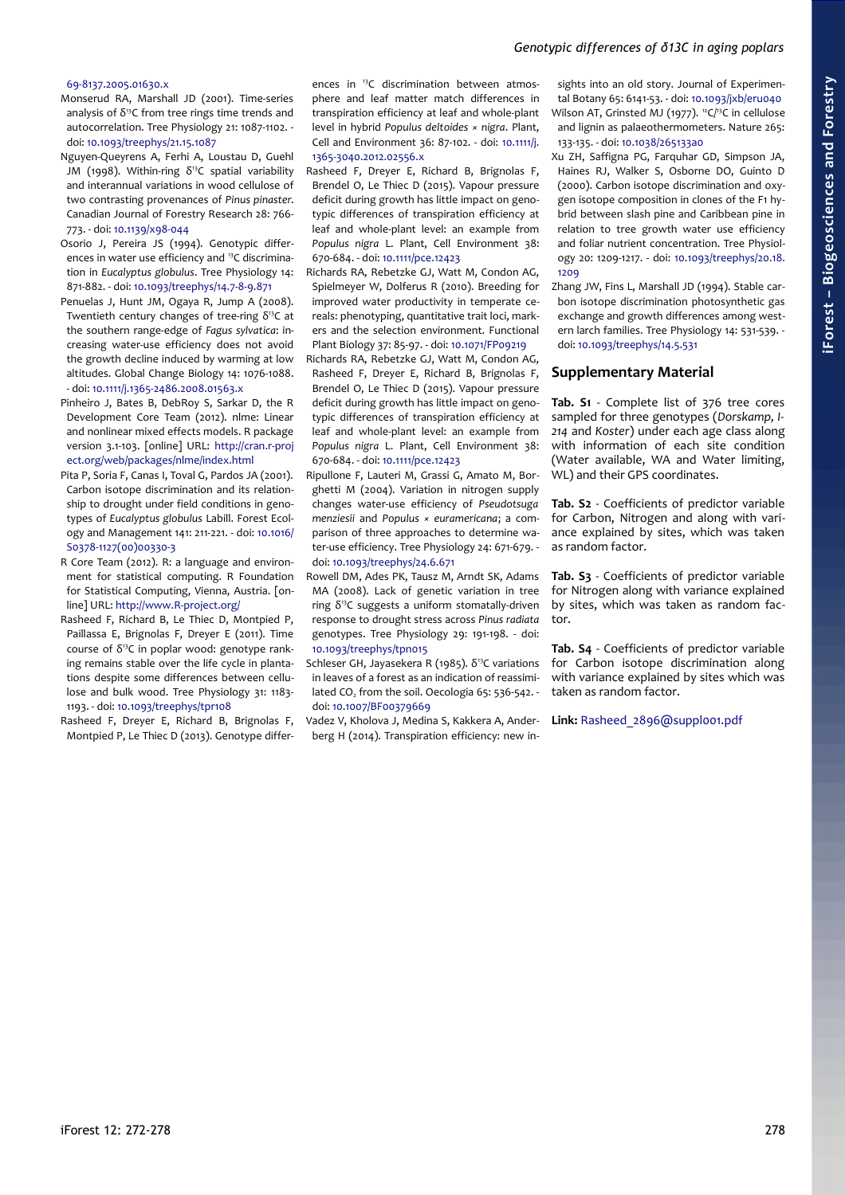69-8137.2005.01630.x

Monserud RA, Marshall JD (2001). Time-series analysis of $\delta^{13}C$ from tree rings time trends and autocorrelation. Tree Physiology 21: 1087-1102. - doi: 10.1093/treephys/21.15.1087

Nguyen-Queyrens A, Ferhi A, Loustau D, Guehl JM (1998). Within-ring $\delta^{13}C$ spatial variability and interannual variations in wood cellulose of two contrasting provenances of *Pinus pinaster*. Canadian Journal of Forestry Research 28: 766-773. - doi: 10.1139/x98-044

Osorio J, Pereira JS (1994). Genotypic differences in water use efficiency and $^{13}C$ discrimination in *Eucalyptus globulus*. Tree Physiology 14: 871-882. - doi: 10.1093/treephys/14.7-8-9.871

Penuelas J, Hunt JM, Ogaya R, Jump A (2008). Twentieth century changes of tree-ring $\delta^{13}C$ at the southern range-edge of *Fagus sylvatica*: increasing water-use efficiency does not avoid the growth decline induced by warming at low altitudes. Global Change Biology 14: 1076-1088. - doi: 10.1111/j.1365-2486.2008.01563.x

Pinheiro J, Bates B, DebRoy S, Sarkar D, the R Development Core Team (2012). nlme: Linear and nonlinear mixed effects models. R package version 3.1-103. [online] URL: http://cran.r-project.org/web/packages/nlme/index.html

Pita P, Soria F, Canas I, Toval G, Pardos JA (2001). Carbon isotope discrimination and its relationship to drought under field conditions in genotypes of *Eucalyptus globulus* Labill. Forest Ecology and Management 141: 211-221. - doi: 10.1016/S0378-1127(00)00330-3

R Core Team (2012). R: a language and environment for statistical computing. R Foundation for Statistical Computing, Vienna, Austria. [online] URL: http://www.R-project.org/

Rasheed F, Richard B, Le Thiec D, Montpied P, Paillassa E, Brignolas F, Dreyer E (2011). Time course of $\delta^{13}C$ in poplar wood: genotype ranking remains stable over the life cycle in plantations despite some differences between cellulose and bulk wood. Tree Physiology 31: 1183-1193. - doi: 10.1093/treephys/tpr108

Rasheed F, Dreyer E, Richard B, Brignolas F, Montpied P, Le Thiec D (2013). Genotype differences in $^{13}C$ discrimination between atmosphere and leaf matter match differences in transpiration efficiency at leaf and whole-plant level in hybrid *Populus deltoides × nigra*. Plant, Cell and Environment 36: 87-102. - doi: 10.1111/j.1365-3040.2012.02556.x

Rasheed F, Dreyer E, Richard B, Brignolas F, Brendel O, Le Thiec D (2015). Vapour pressure deficit during growth has little impact on genotypic differences of transpiration efficiency at leaf and whole-plant level: an example from *Populus nigra* L. Plant, Cell Environment 38: 670-684. - doi: 10.1111/pce.12423

Richards RA, Rebetzke GJ, Watt M, Condon AG, Spielmeyer W, Dolferus R (2010). Breeding for improved water productivity in temperate cereals: phenotyping, quantitative trait loci, markers and the selection environment. Functional Plant Biology 37: 85-97. - doi: 10.1071/FP09219

Richards RA, Rebetzke GJ, Watt M, Condon AG, Rasheed F, Dreyer E, Richard B, Brignolas F, Brendel O, Le Thiec D (2015). Vapour pressure deficit during growth has little impact on genotypic differences of transpiration efficiency at leaf and whole-plant level: an example from *Populus nigra* L. Plant, Cell Environment 38: 670-684. - doi: 10.1111/pce.12423

Ripullone F, Lauteri M, Grassi G, Amato M, Borghetti M (2004). Variation in nitrogen supply changes water-use efficiency of *Pseudotsuga menziesii* and *Populus × euramericana*; a comparison of three approaches to determine water-use efficiency. Tree Physiology 24: 671-679. - doi: 10.1093/treephys/24.6.671

Rowell DM, Ades PK, Tausz M, Arndt SK, Adams MA (2008). Lack of genetic variation in tree ring $\delta^{13}C$ suggests a uniform stomatally-driven response to drought stress across *Pinus radiata* genotypes. Tree Physiology 29: 191-198. - doi: 10.1093/treephys/tpn015

Schleser GH, Jayasekera R (1985). $\delta^{13}C$ variations in leaves of a forest as an indication of reassimilated $CO_2$ from the soil. Oecologia 65: 536-542. - doi: 10.1007/BF00379669

Vadez V, Kholova J, Medina S, Kakkera A, Anderberg H (2014). Transpiration efficiency: new insights into an old story. Journal of Experimental Botany 65: 6141-53. - doi: 10.1093/jxb/eru040

Wilson AT, Grinsted MJ (1977). $^{12}C/^{13}C$ in cellulose and lignin as palaeothermometers. Nature 265: 133-135. - doi: 10.1038/265133a0

Xu ZH, Saffigna PG, Farquhar GD, Simpson JA, Haines RJ, Walker S, Osborne DO, Guinto D (2000). Carbon isotope discrimination and oxygen isotope composition in clones of the F1 hybrid between slash pine and Caribbean pine in relation to tree growth water use efficiency and foliar nutrient concentration. Tree Physiology 20: 1209-1217. - doi: 10.1093/treephys/20.18.1209

Zhang JW, Fins L, Marshall JD (1994). Stable carbon isotope discrimination photosynthetic gas exchange and growth differences among western larch families. Tree Physiology 14: 531-539. - doi: 10.1093/treephys/14.5.531

## Supplementary Material

**Tab. S1** - Complete list of 376 tree cores sampled for three genotypes (*Dorskamp*, *I-214* and *Koster*) under each age class along with information of each site condition (Water available, WA and Water limiting, WL) and their GPS coordinates.

**Tab. S2** - Coefficients of predictor variable for Carbon, Nitrogen and along with variance explained by sites, which was taken as random factor.

**Tab. S3** - Coefficients of predictor variable for Nitrogen along with variance explained by sites, which was taken as random factor.

**Tab. S4** - Coefficients of predictor variable for Carbon isotope discrimination along with variance explained by sites which was taken as random factor.

**Link:** Rasheed_2896@suppl001.pdf